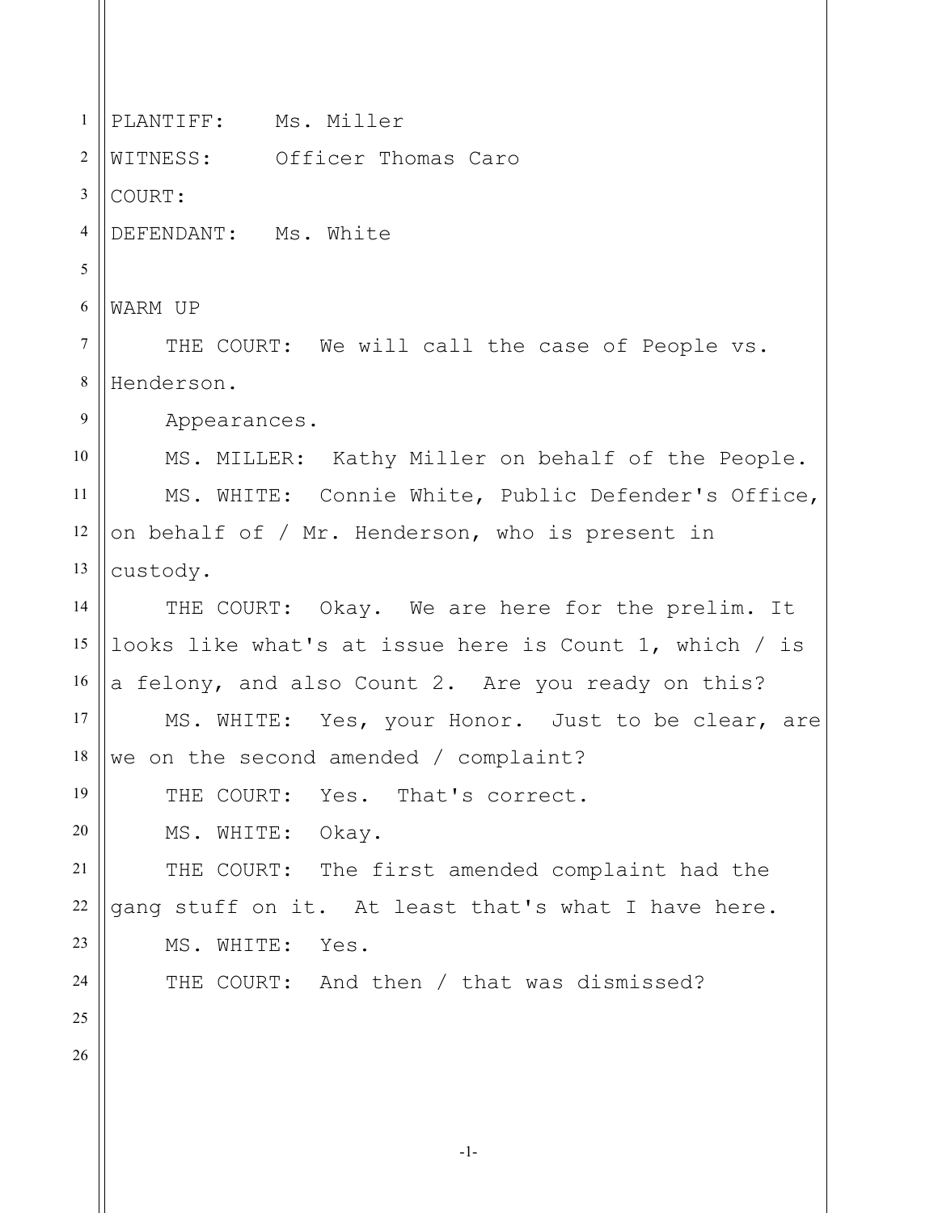PLANTIFF: Ms. Miller

WITNESS: Officer Thomas Caro

COURT:

DEFENDANT: Ms. White

WARM UP

THE COURT: We will call the case of People vs. Henderson.

Appearances.

MS. MILLER: Kathy Miller on behalf of the People.

MS. WHITE: Connie White, Public Defender's Office, on behalf of / Mr. Henderson, who is present in custody.

THE COURT: Okay. We are here for the prelim. It looks like what's at issue here is Count 1, which / is a felony, and also Count 2. Are you ready on this?

MS. WHITE: Yes, your Honor. Just to be clear, are we on the second amended / complaint?

THE COURT: Yes. That's correct.

MS. WHITE: Okay.

THE COURT: The first amended complaint had the gang stuff on it. At least that's what I have here.

MS. WHITE: Yes.

THE COURT: And then / that was dismissed?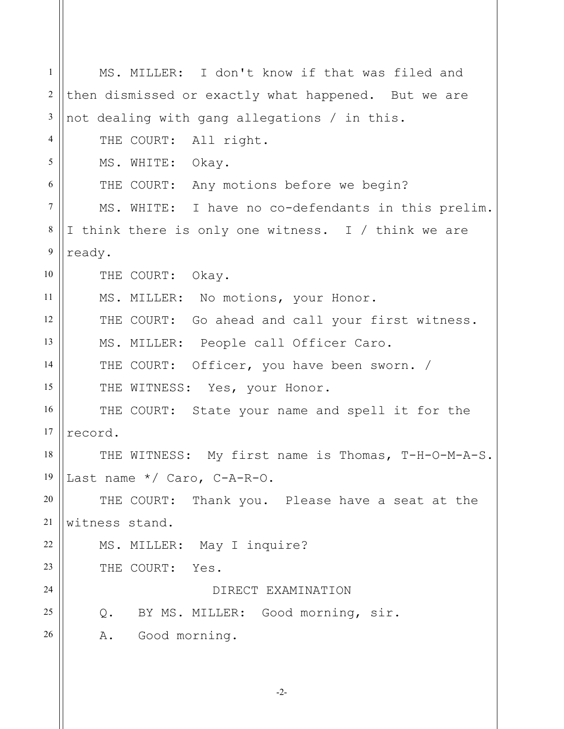MS. MILLER: I don't know if that was filed and then dismissed or exactly what happened. But we are not dealing with gang allegations / in this.

THE COURT: All right.

MS. WHITE: Okay.

THE COURT: Any motions before we begin?

MS. WHITE: I have no co-defendants in this prelim. I think there is only one witness. I / think we are ready.

THE COURT: Okay.

MS. MILLER: No motions, your Honor.

THE COURT: Go ahead and call your first witness.

MS. MILLER: People call Officer Caro.

THE COURT: Officer, you have been sworn. /

THE WITNESS: Yes, your Honor.

THE COURT: State your name and spell it for the record.

THE WITNESS: My first name is Thomas, T-H-O-M-A-S. Last name */ Caro, C-A-R-O.

THE COURT: Thank you. Please have a seat at the witness stand.

MS. MILLER: May I inquire?

THE COURT: Yes.

DIRECT EXAMINATION

Q. BY MS. MILLER: Good morning, sir.

A. Good morning.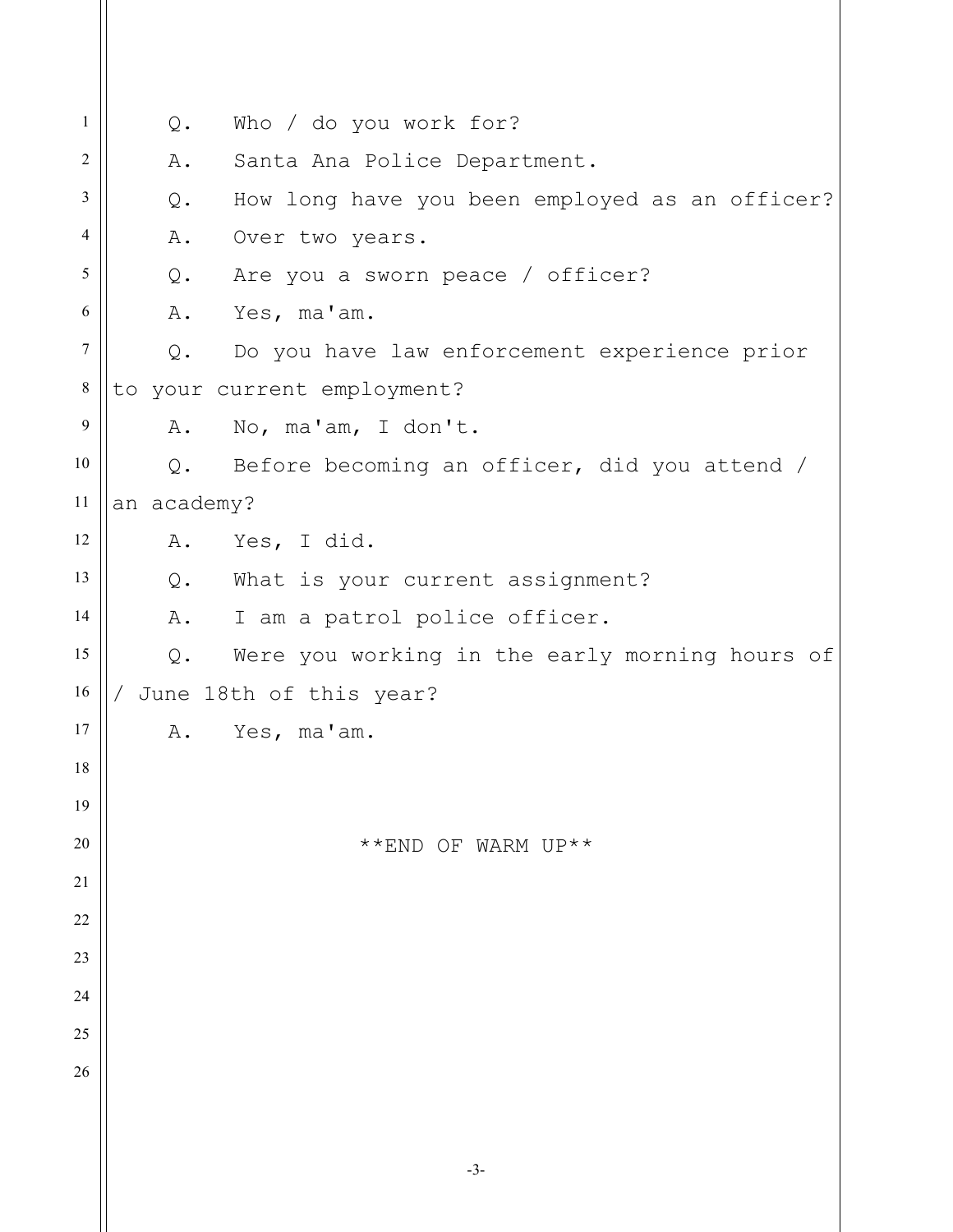Q. Who / do you work for?

A. Santa Ana Police Department.

Q. How long have you been employed as an officer?

A. Over two years.

Q. Are you a sworn peace / officer?

A. Yes, ma'am.

Q. Do you have law enforcement experience prior to your current employment?

A. No, ma'am, I don't.

Q. Before becoming an officer, did you attend / an academy?

A. Yes, I did.

Q. What is your current assignment?

A. I am a patrol police officer.

Q. Were you working in the early morning hours of / June 18th of this year?

A. Yes, ma'am.

**END OF WARM UP**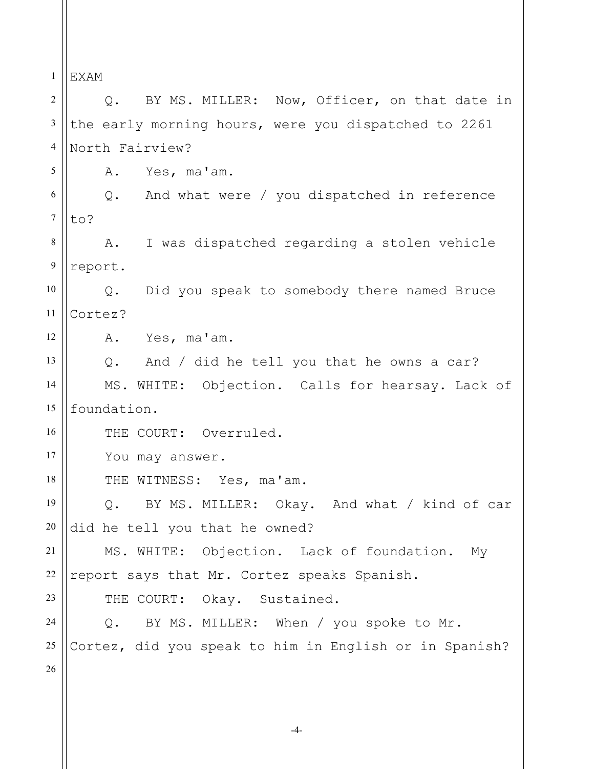EXAM

Q. BY MS. MILLER: Now, Officer, on that date in the early morning hours, were you dispatched to 2261 North Fairview?

A. Yes, ma'am.

Q. And what were / you dispatched in reference to?

A. I was dispatched regarding a stolen vehicle report.

Q. Did you speak to somebody there named Bruce Cortez?

A. Yes, ma'am.

Q. And / did he tell you that he owns a car?

MS. WHITE: Objection. Calls for hearsay. Lack of foundation.

THE COURT: Overruled.

You may answer.

THE WITNESS: Yes, ma'am.

Q. BY MS. MILLER: Okay. And what / kind of car did he tell you that he owned?

MS. WHITE: Objection. Lack of foundation. My report says that Mr. Cortez speaks Spanish.

THE COURT: Okay. Sustained.

Q. BY MS. MILLER: When / you spoke to Mr. Cortez, did you speak to him in English or in Spanish?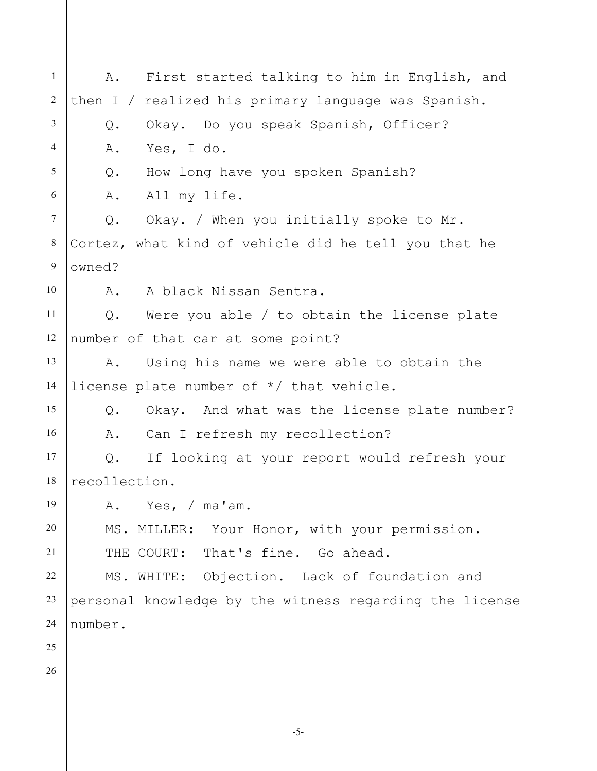A. First started talking to him in English, and then I / realized his primary language was Spanish.

Q. Okay. Do you speak Spanish, Officer?

A. Yes, I do.

Q. How long have you spoken Spanish?

A. All my life.

Q. Okay. / When you initially spoke to Mr. Cortez, what kind of vehicle did he tell you that he owned?

A. A black Nissan Sentra.

Q. Were you able / to obtain the license plate number of that car at some point?

A. Using his name we were able to obtain the license plate number of */ that vehicle.

Q. Okay. And what was the license plate number?

A. Can I refresh my recollection?

Q. If looking at your report would refresh your recollection.

A. Yes, / ma'am.

MS. MILLER: Your Honor, with your permission.

THE COURT: That's fine. Go ahead.

MS. WHITE: Objection. Lack of foundation and personal knowledge by the witness regarding the license number.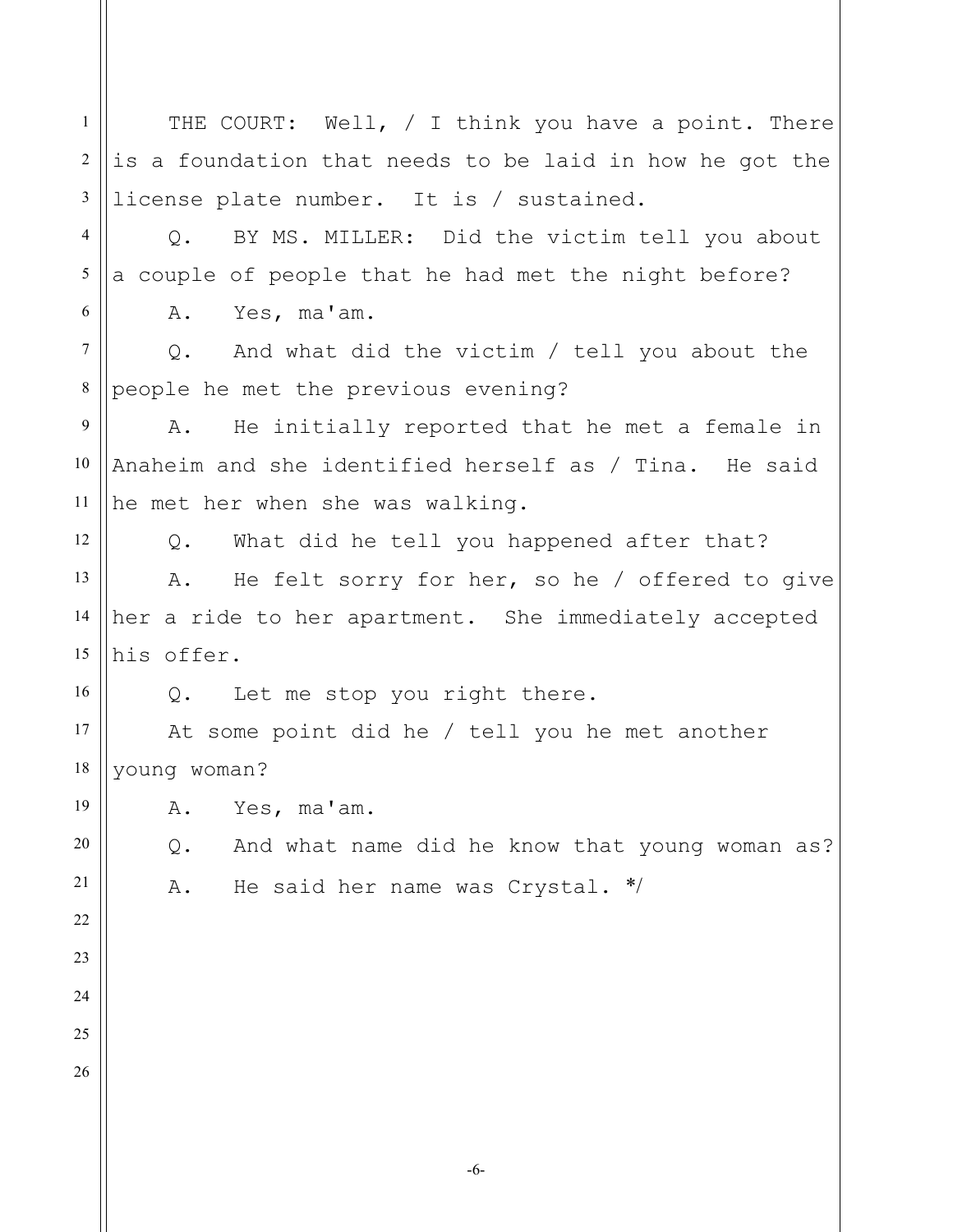THE COURT: Well, / I think you have a point. There is a foundation that needs to be laid in how he got the license plate number. It is / sustained.

Q. BY MS. MILLER: Did the victim tell you about a couple of people that he had met the night before?

A. Yes, ma'am.

Q. And what did the victim / tell you about the people he met the previous evening?

A. He initially reported that he met a female in Anaheim and she identified herself as / Tina. He said he met her when she was walking.

Q. What did he tell you happened after that?

A. He felt sorry for her, so he / offered to give her a ride to her apartment. She immediately accepted his offer.

Q. Let me stop you right there.

At some point did he / tell you he met another young woman?

A. Yes, ma'am.

Q. And what name did he know that young woman as?

A. He said her name was Crystal. */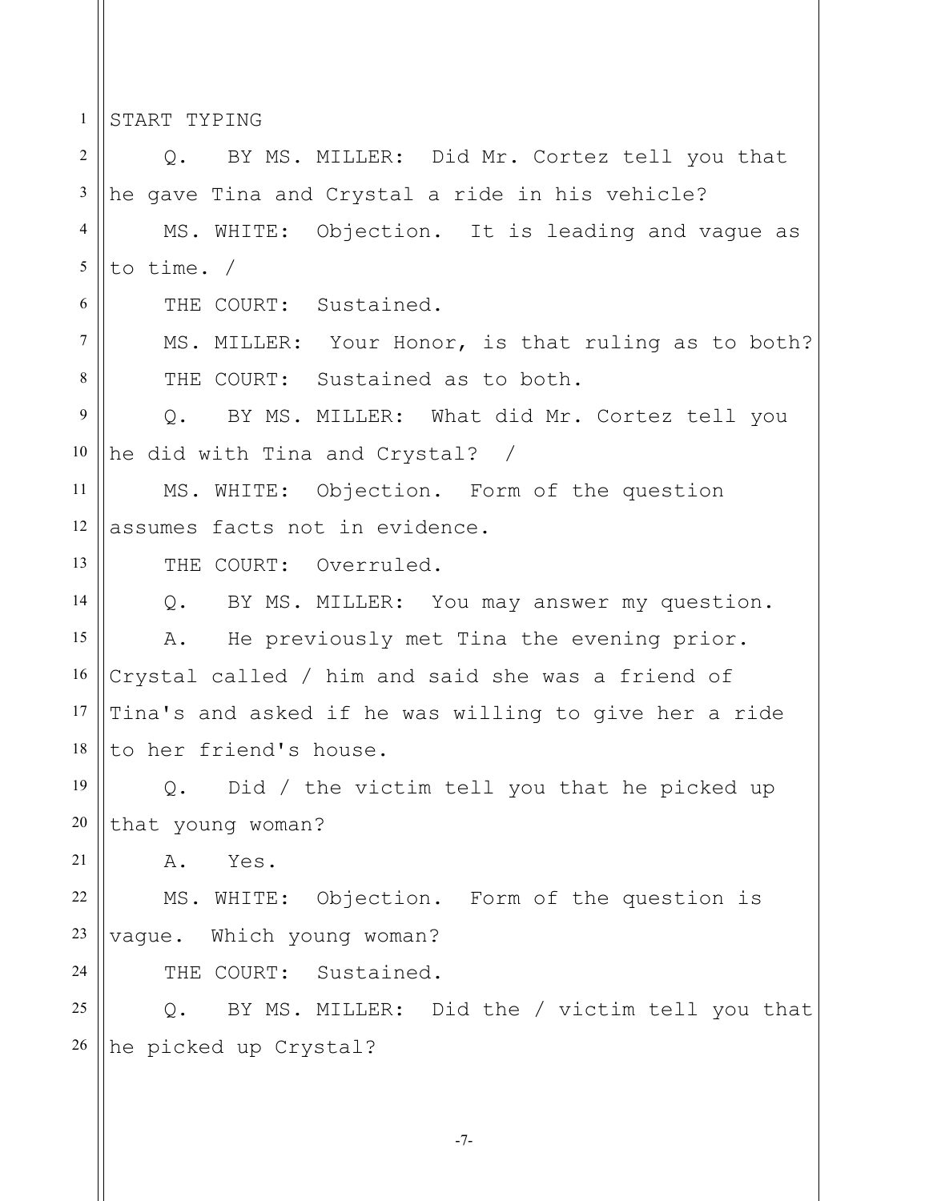START TYPING

Q. BY MS. MILLER: Did Mr. Cortez tell you that he gave Tina and Crystal a ride in his vehicle?

MS. WHITE: Objection. It is leading and vague as to time. /

THE COURT: Sustained.

MS. MILLER: Your Honor, is that ruling as to both?

THE COURT: Sustained as to both.

Q. BY MS. MILLER: What did Mr. Cortez tell you he did with Tina and Crystal? /

MS. WHITE: Objection. Form of the question assumes facts not in evidence.

THE COURT: Overruled.

Q. BY MS. MILLER: You may answer my question.

A. He previously met Tina the evening prior. Crystal called / him and said she was a friend of Tina's and asked if he was willing to give her a ride to her friend's house.

Q. Did / the victim tell you that he picked up that young woman?

A. Yes.

MS. WHITE: Objection. Form of the question is vague. Which young woman?

THE COURT: Sustained.

Q. BY MS. MILLER: Did the / victim tell you that he picked up Crystal?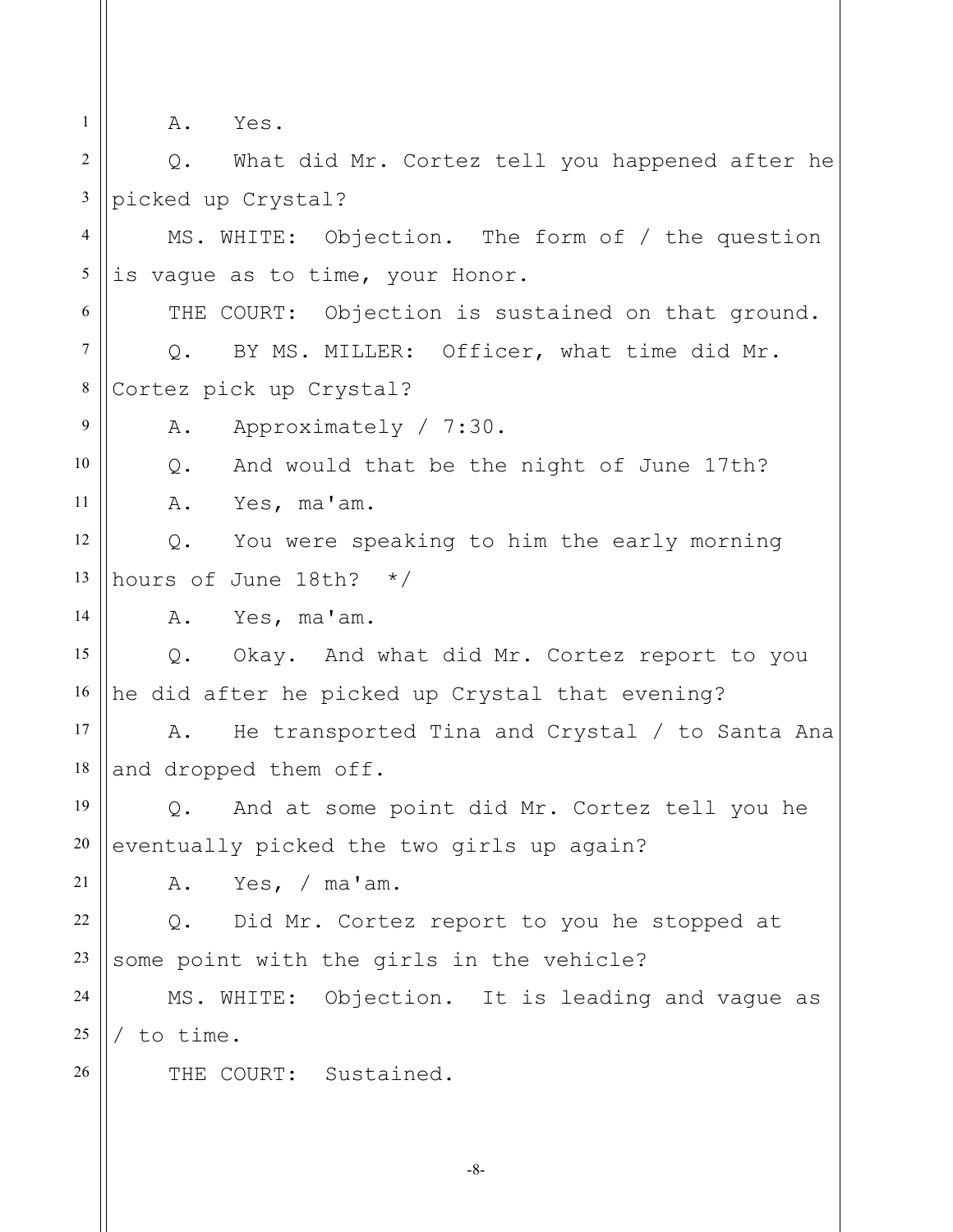A. Yes.

Q. What did Mr. Cortez tell you happened after he picked up Crystal?

MS. WHITE: Objection. The form of / the question is vague as to time, your Honor.

THE COURT: Objection is sustained on that ground.

Q. BY MS. MILLER: Officer, what time did Mr. Cortez pick up Crystal?

A. Approximately / 7:30.

Q. And would that be the night of June 17th?

A. Yes, ma'am.

Q. You were speaking to him the early morning hours of June 18th? */

A. Yes, ma'am.

Q. Okay. And what did Mr. Cortez report to you he did after he picked up Crystal that evening?

A. He transported Tina and Crystal / to Santa Ana and dropped them off.

Q. And at some point did Mr. Cortez tell you he eventually picked the two girls up again?

A. Yes, / ma'am.

Q. Did Mr. Cortez report to you he stopped at some point with the girls in the vehicle?

MS. WHITE: Objection. It is leading and vague as / to time.

THE COURT: Sustained.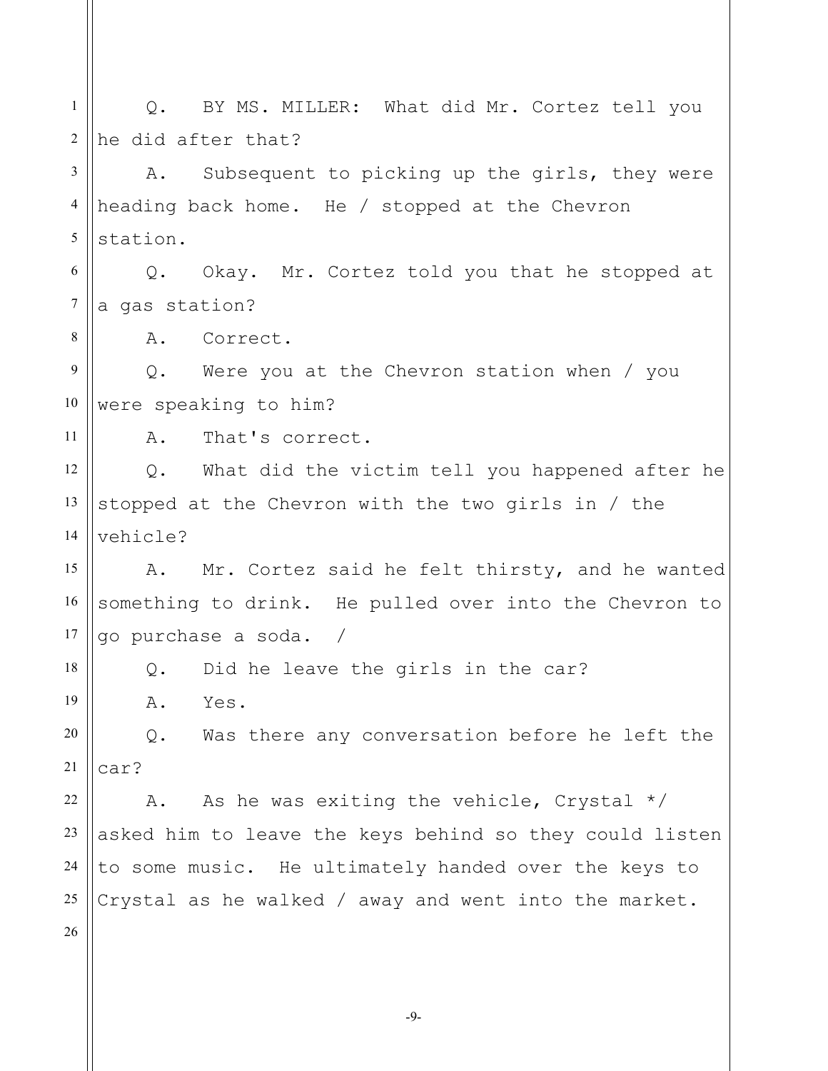Q. BY MS. MILLER: What did Mr. Cortez tell you he did after that?

A. Subsequent to picking up the girls, they were heading back home. He / stopped at the Chevron station.

Q. Okay. Mr. Cortez told you that he stopped at a gas station?

A. Correct.

Q. Were you at the Chevron station when / you were speaking to him?

A. That's correct.

Q. What did the victim tell you happened after he stopped at the Chevron with the two girls in / the vehicle?

A. Mr. Cortez said he felt thirsty, and he wanted something to drink. He pulled over into the Chevron to go purchase a soda. /

Q. Did he leave the girls in the car?

A. Yes.

Q. Was there any conversation before he left the car?

A. As he was exiting the vehicle, Crystal */ asked him to leave the keys behind so they could listen to some music. He ultimately handed over the keys to Crystal as he walked / away and went into the market.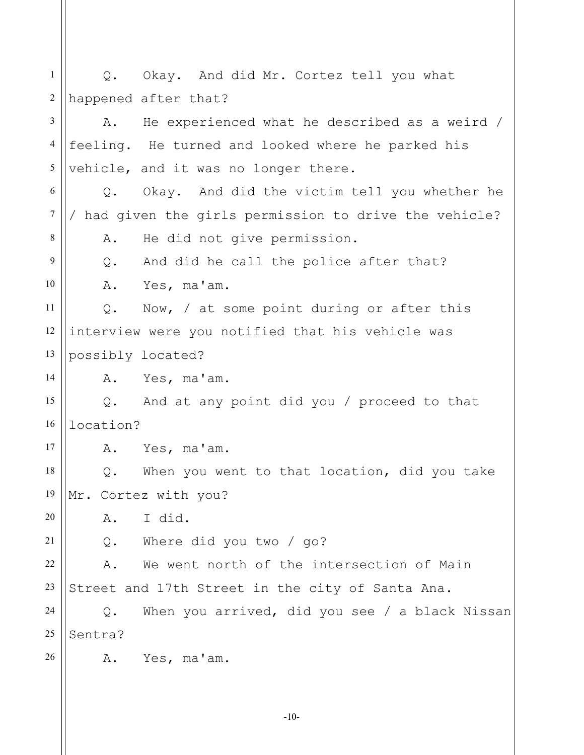Q. Okay. And did Mr. Cortez tell you what happened after that?

A. He experienced what he described as a weird / feeling. He turned and looked where he parked his vehicle, and it was no longer there.

Q. Okay. And did the victim tell you whether he / had given the girls permission to drive the vehicle?

A. He did not give permission.

Q. And did he call the police after that?

A. Yes, ma'am.

Q. Now, / at some point during or after this interview were you notified that his vehicle was possibly located?

A. Yes, ma'am.

Q. And at any point did you / proceed to that location?

A. Yes, ma'am.

Q. When you went to that location, did you take Mr. Cortez with you?

A. I did.

Q. Where did you two / go?

A. We went north of the intersection of Main Street and 17th Street in the city of Santa Ana.

Q. When you arrived, did you see / a black Nissan Sentra?

A. Yes, ma'am.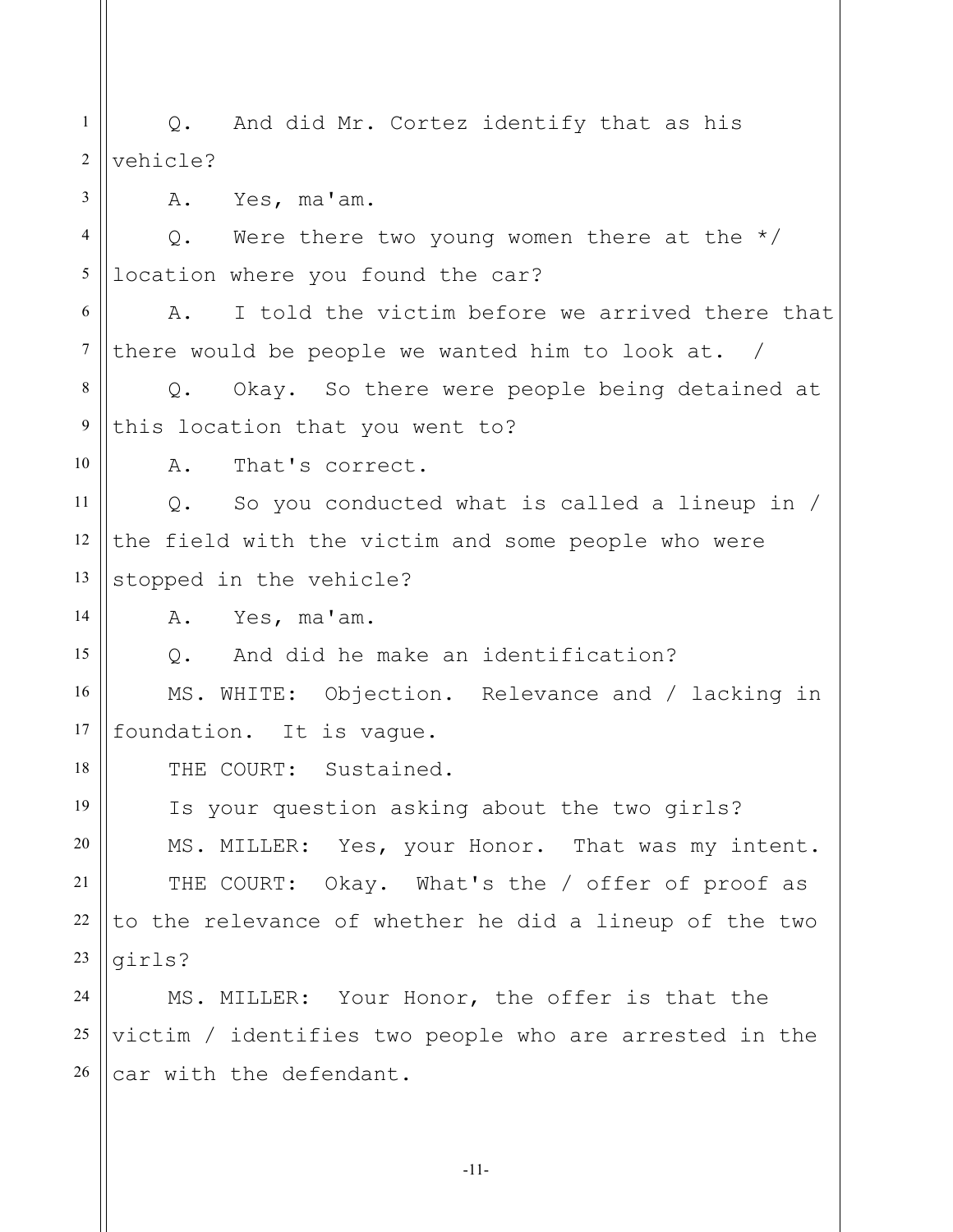Q. And did Mr. Cortez identify that as his vehicle?

A. Yes, ma'am.

Q. Were there two young women there at the */ location where you found the car?

A. I told the victim before we arrived there that there would be people we wanted him to look at. /

Q. Okay. So there were people being detained at this location that you went to?

A. That's correct.

Q. So you conducted what is called a lineup in / the field with the victim and some people who were stopped in the vehicle?

A. Yes, ma'am.

Q. And did he make an identification?

MS. WHITE: Objection. Relevance and / lacking in foundation. It is vague.

THE COURT: Sustained.

Is your question asking about the two girls?

MS. MILLER: Yes, your Honor. That was my intent.

THE COURT: Okay. What's the / offer of proof as to the relevance of whether he did a lineup of the two girls?

MS. MILLER: Your Honor, the offer is that the victim / identifies two people who are arrested in the car with the defendant.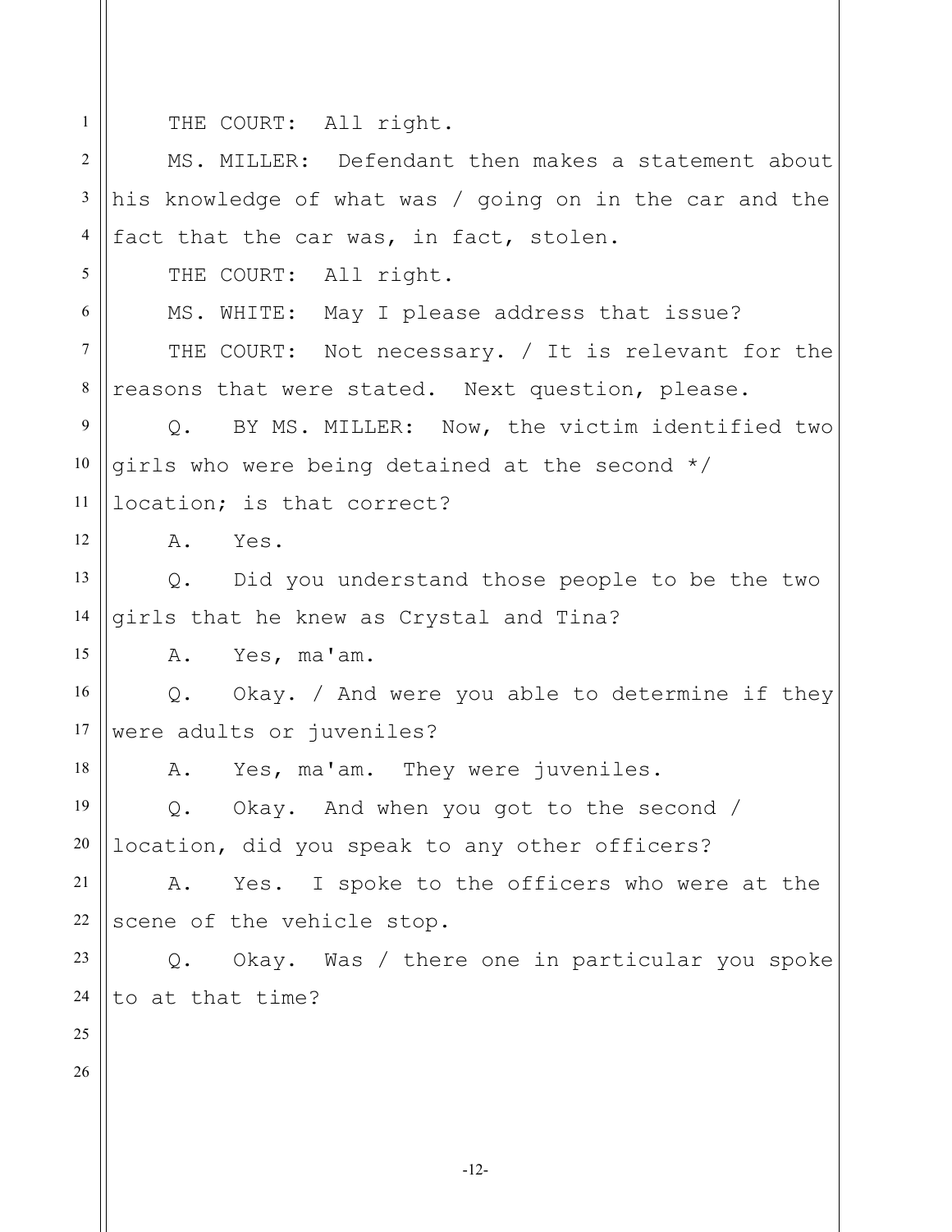THE COURT: All right.

MS. MILLER: Defendant then makes a statement about his knowledge of what was / going on in the car and the fact that the car was, in fact, stolen.

THE COURT: All right.

MS. WHITE: May I please address that issue?

THE COURT: Not necessary. / It is relevant for the reasons that were stated. Next question, please.

Q. BY MS. MILLER: Now, the victim identified two girls who were being detained at the second */ location; is that correct?

A. Yes.

Q. Did you understand those people to be the two girls that he knew as Crystal and Tina?

A. Yes, ma'am.

Q. Okay. / And were you able to determine if they were adults or juveniles?

A. Yes, ma'am. They were juveniles.

Q. Okay. And when you got to the second / location, did you speak to any other officers?

A. Yes. I spoke to the officers who were at the scene of the vehicle stop.

Q. Okay. Was / there one in particular you spoke to at that time?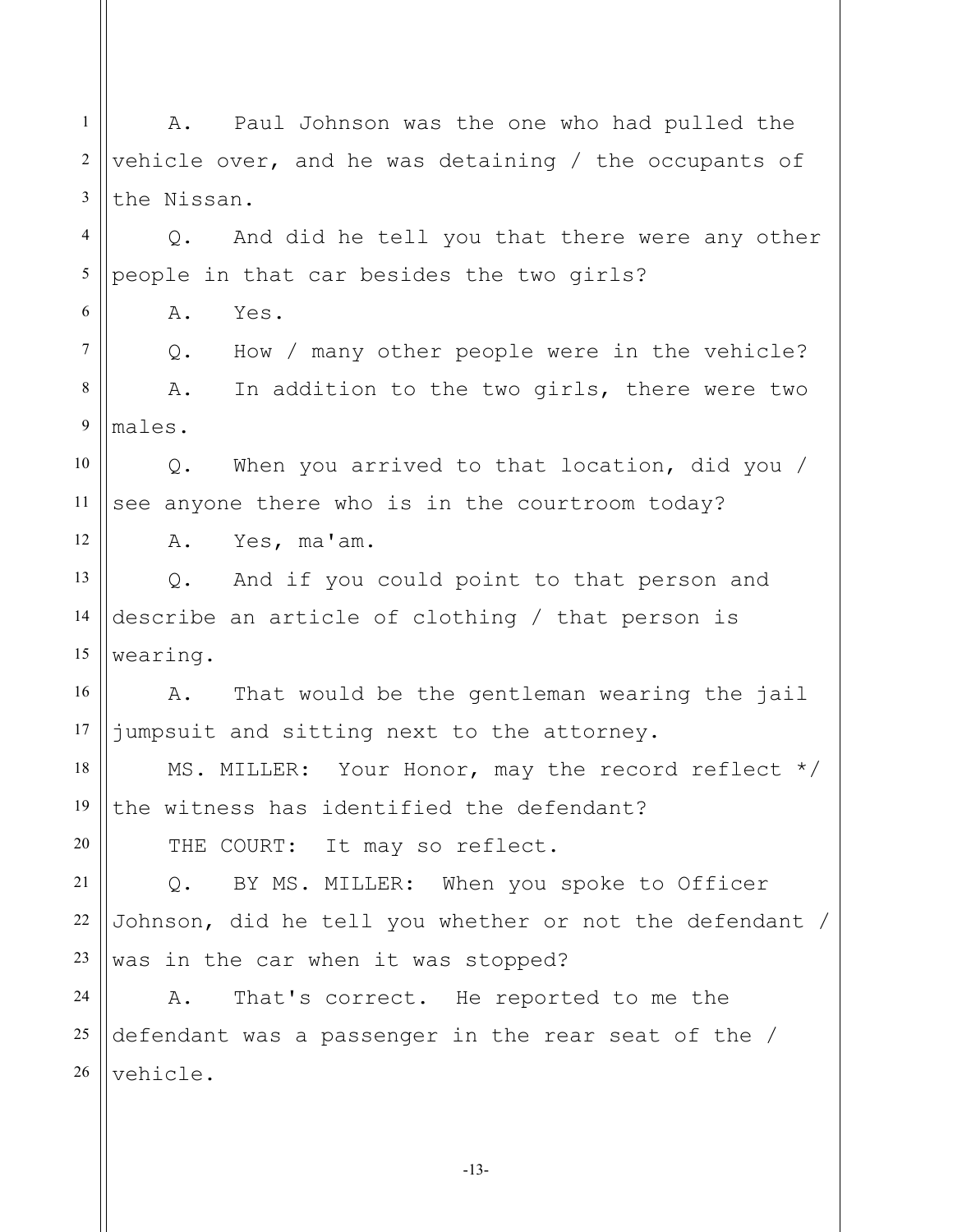A. Paul Johnson was the one who had pulled the vehicle over, and he was detaining / the occupants of the Nissan.

Q. And did he tell you that there were any other people in that car besides the two girls?

A. Yes.

Q. How / many other people were in the vehicle?

A. In addition to the two girls, there were two males.

Q. When you arrived to that location, did you / see anyone there who is in the courtroom today?

A. Yes, ma'am.

Q. And if you could point to that person and describe an article of clothing / that person is wearing.

A. That would be the gentleman wearing the jail jumpsuit and sitting next to the attorney.

MS. MILLER: Your Honor, may the record reflect */ the witness has identified the defendant?

THE COURT: It may so reflect.

Q. BY MS. MILLER: When you spoke to Officer Johnson, did he tell you whether or not the defendant / was in the car when it was stopped?

A. That's correct. He reported to me the defendant was a passenger in the rear seat of the / vehicle.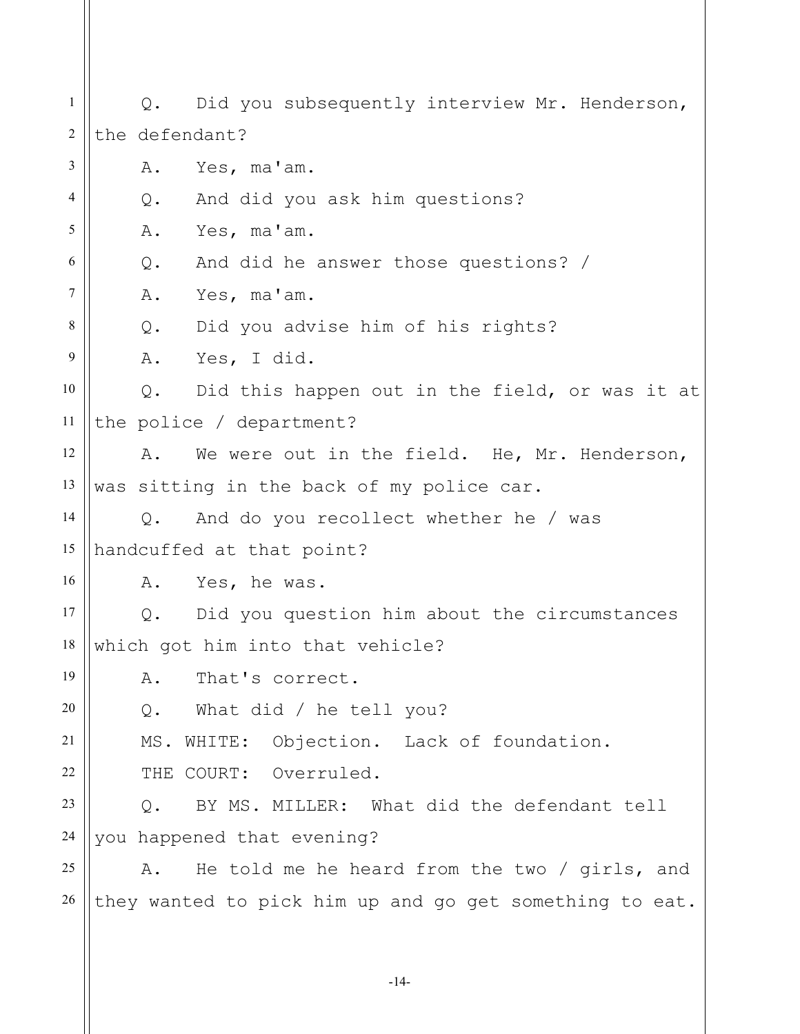Q. Did you subsequently interview Mr. Henderson, the defendant?

A. Yes, ma'am.

Q. And did you ask him questions?

A. Yes, ma'am.

Q. And did he answer those questions? /

A. Yes, ma'am.

Q. Did you advise him of his rights?

A. Yes, I did.

Q. Did this happen out in the field, or was it at the police / department?

A. We were out in the field. He, Mr. Henderson, was sitting in the back of my police car.

Q. And do you recollect whether he / was handcuffed at that point?

A. Yes, he was.

Q. Did you question him about the circumstances which got him into that vehicle?

A. That's correct.

Q. What did / he tell you?

MS. WHITE: Objection. Lack of foundation.

THE COURT: Overruled.

Q. BY MS. MILLER: What did the defendant tell you happened that evening?

A. He told me he heard from the two / girls, and they wanted to pick him up and go get something to eat.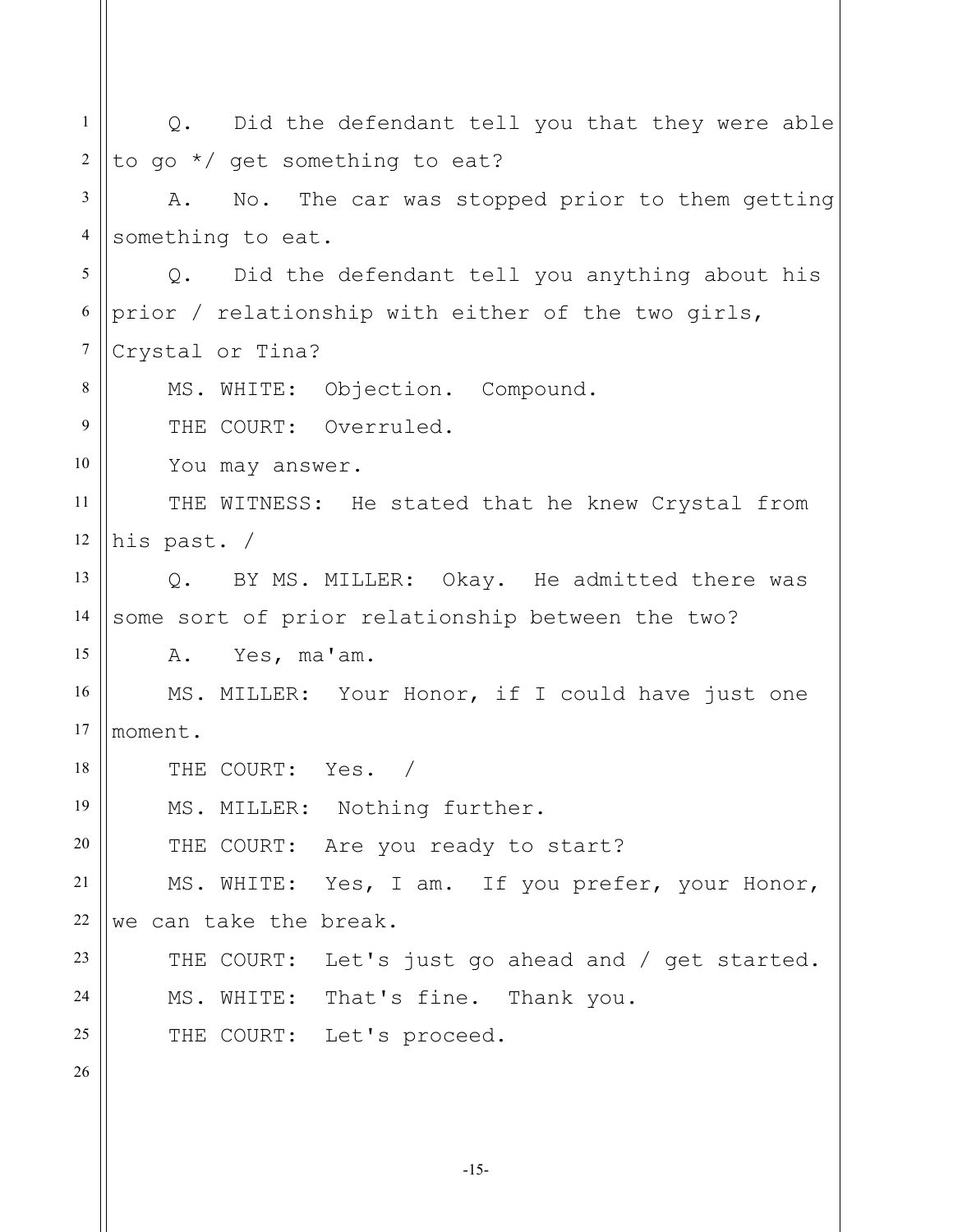Q. Did the defendant tell you that they were able to go */ get something to eat?

A. No. The car was stopped prior to them getting something to eat.

Q. Did the defendant tell you anything about his prior / relationship with either of the two girls, Crystal or Tina?

MS. WHITE: Objection. Compound.

THE COURT: Overruled.

You may answer.

THE WITNESS: He stated that he knew Crystal from his past. /

Q. BY MS. MILLER: Okay. He admitted there was some sort of prior relationship between the two?

A. Yes, ma'am.

MS. MILLER: Your Honor, if I could have just one moment.

THE COURT: Yes. /

MS. MILLER: Nothing further.

THE COURT: Are you ready to start?

MS. WHITE: Yes, I am. If you prefer, your Honor, we can take the break.

THE COURT: Let's just go ahead and / get started.

MS. WHITE: That's fine. Thank you.

THE COURT: Let's proceed.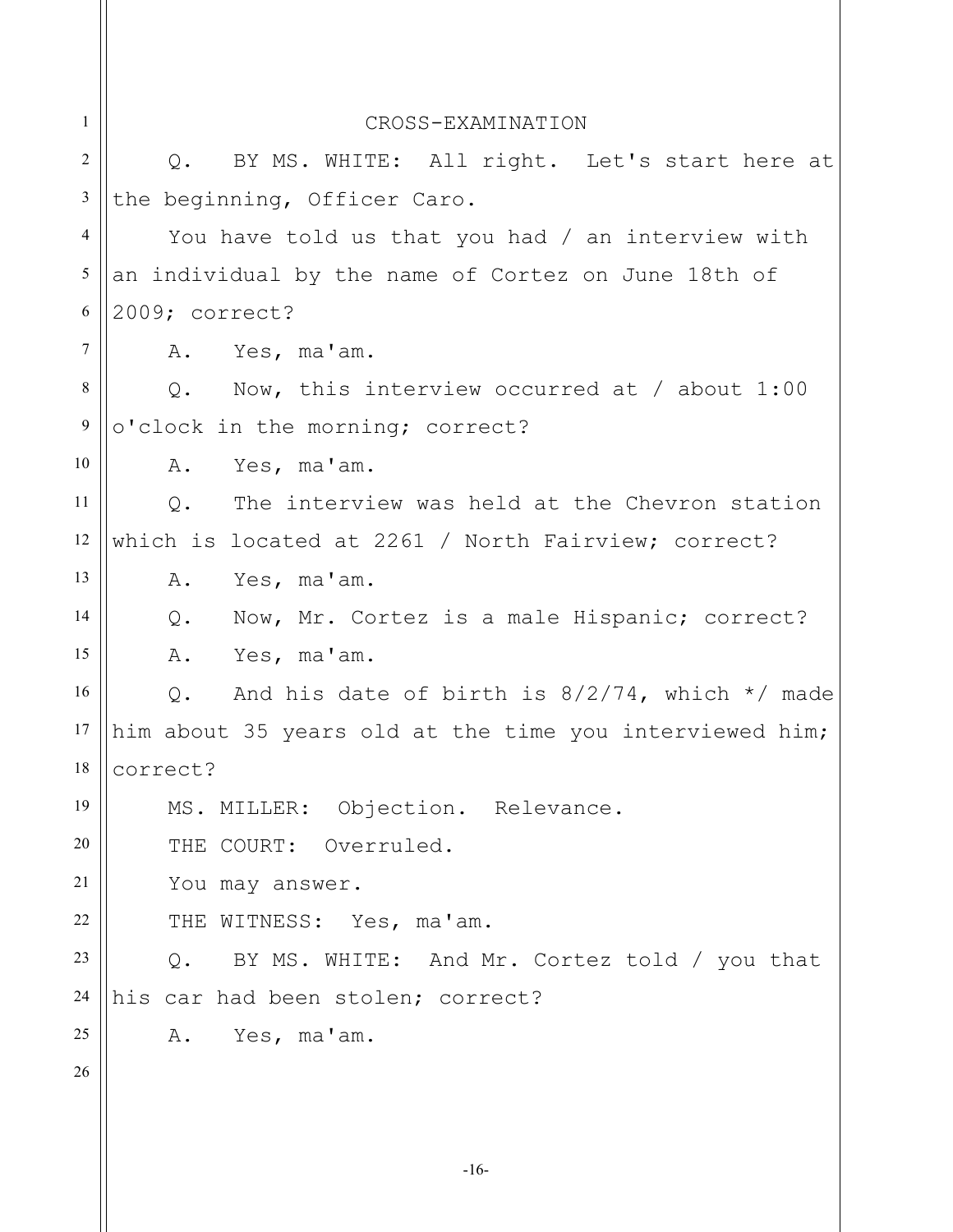CROSS-EXAMINATION

Q. BY MS. WHITE: All right. Let's start here at the beginning, Officer Caro.

You have told us that you had / an interview with an individual by the name of Cortez on June 18th of 2009; correct?

A. Yes, ma'am.

Q. Now, this interview occurred at / about 1:00 o'clock in the morning; correct?

A. Yes, ma'am.

Q. The interview was held at the Chevron station which is located at 2261 / North Fairview; correct?

A. Yes, ma'am.

Q. Now, Mr. Cortez is a male Hispanic; correct?

A. Yes, ma'am.

Q. And his date of birth is 8/2/74, which */ made him about 35 years old at the time you interviewed him; correct?

MS. MILLER: Objection. Relevance.

THE COURT: Overruled.

You may answer.

THE WITNESS: Yes, ma'am.

Q. BY MS. WHITE: And Mr. Cortez told / you that his car had been stolen; correct?

A. Yes, ma'am.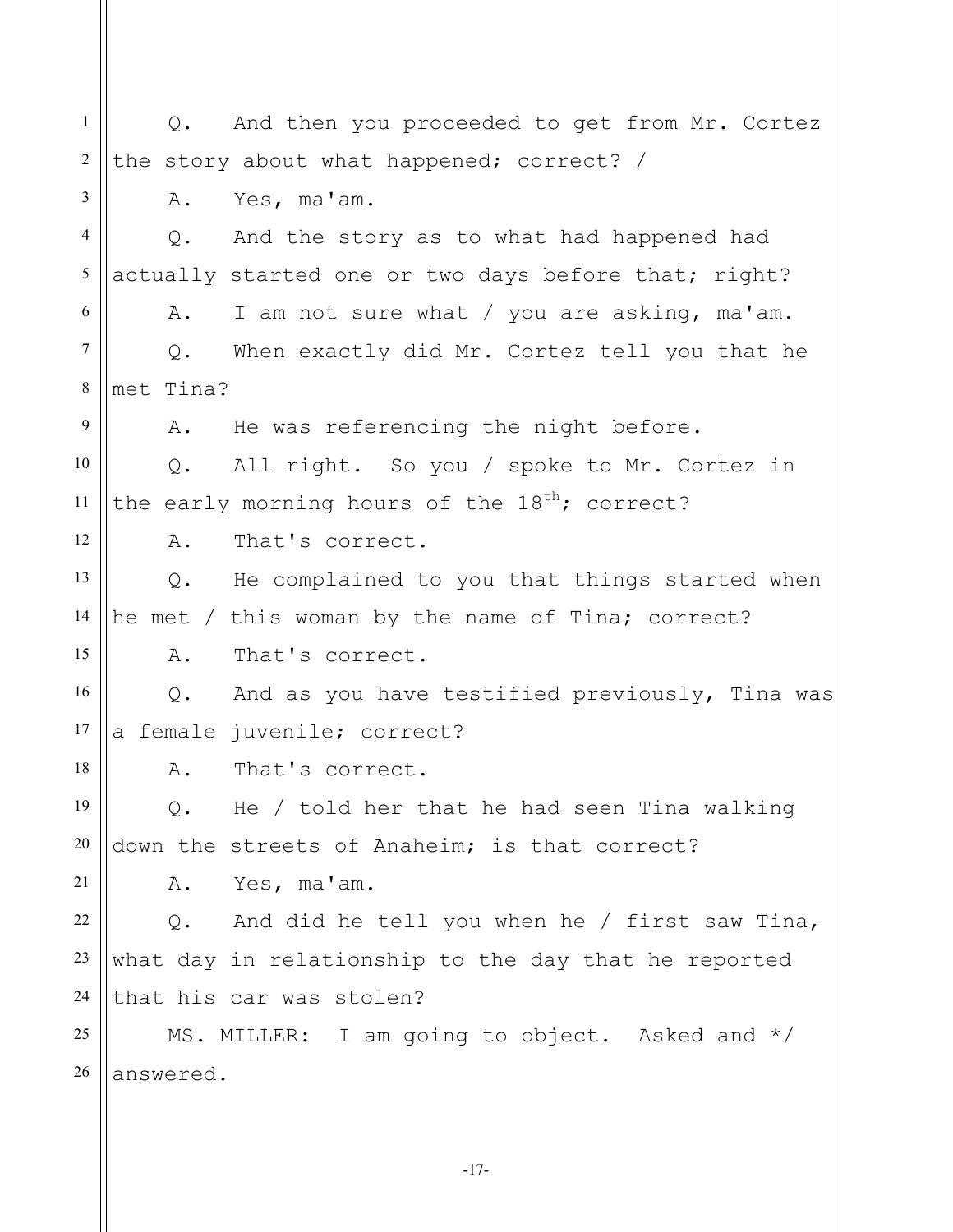Q. And then you proceeded to get from Mr. Cortez the story about what happened; correct? /

A. Yes, ma'am.

Q. And the story as to what had happened had actually started one or two days before that; right?

A. I am not sure what / you are asking, ma'am.

Q. When exactly did Mr. Cortez tell you that he met Tina?

A. He was referencing the night before.

Q. All right. So you / spoke to Mr. Cortez in the early morning hours of the $18^{th}$; correct?

A. That's correct.

Q. He complained to you that things started when he met / this woman by the name of Tina; correct?

A. That's correct.

Q. And as you have testified previously, Tina was a female juvenile; correct?

A. That's correct.

Q. He / told her that he had seen Tina walking down the streets of Anaheim; is that correct?

A. Yes, ma'am.

Q. And did he tell you when he / first saw Tina, what day in relationship to the day that he reported that his car was stolen?

MS. MILLER: I am going to object. Asked and */ answered.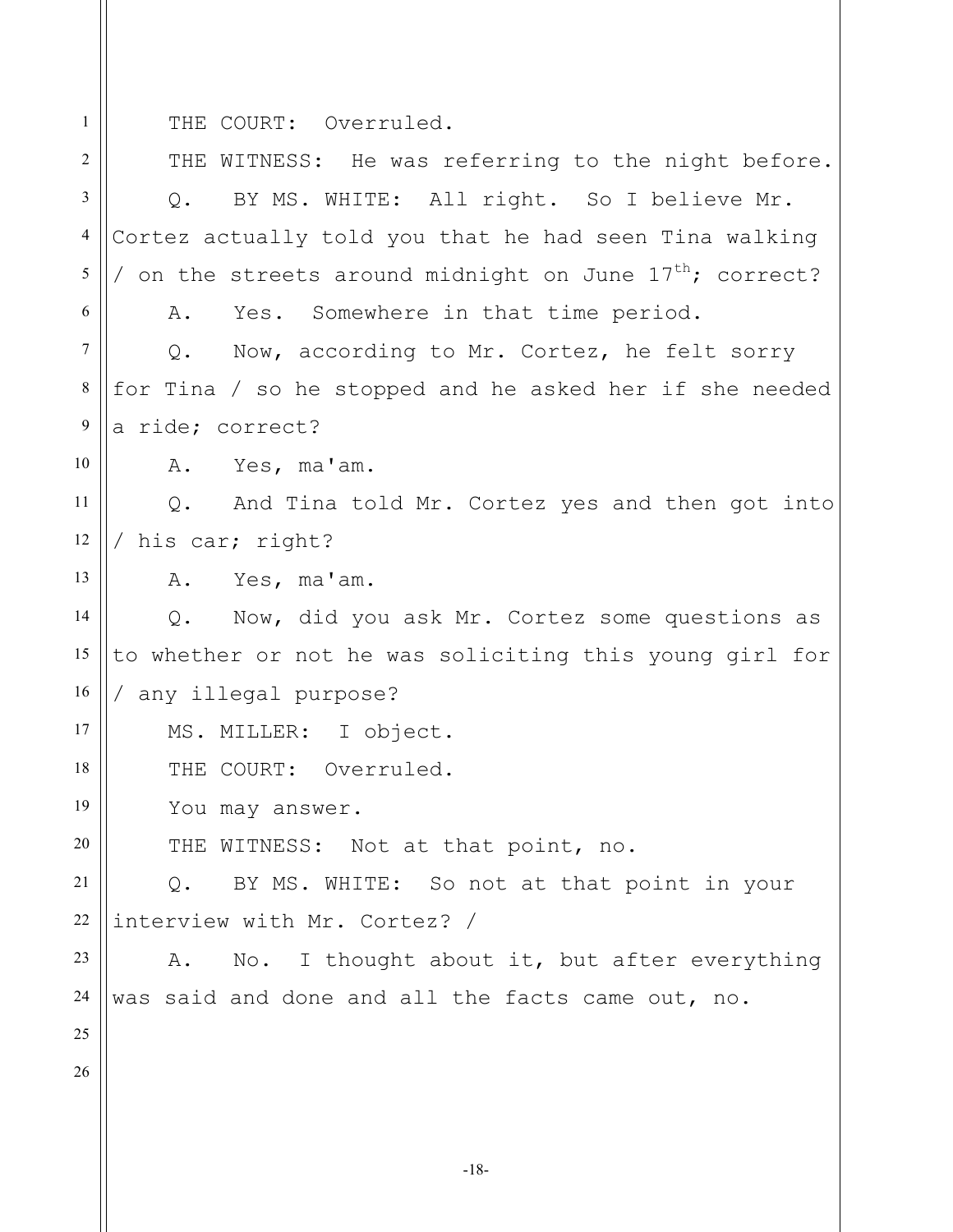THE COURT: Overruled.

THE WITNESS: He was referring to the night before.

Q. BY MS. WHITE: All right. So I believe Mr. Cortez actually told you that he had seen Tina walking / on the streets around midnight on June $17^{th}$; correct?

A. Yes. Somewhere in that time period.

Q. Now, according to Mr. Cortez, he felt sorry for Tina / so he stopped and he asked her if she needed a ride; correct?

A. Yes, ma'am.

Q. And Tina told Mr. Cortez yes and then got into / his car; right?

A. Yes, ma'am.

Q. Now, did you ask Mr. Cortez some questions as to whether or not he was soliciting this young girl for / any illegal purpose?

MS. MILLER: I object.

THE COURT: Overruled.

You may answer.

THE WITNESS: Not at that point, no.

Q. BY MS. WHITE: So not at that point in your interview with Mr. Cortez? /

A. No. I thought about it, but after everything was said and done and all the facts came out, no.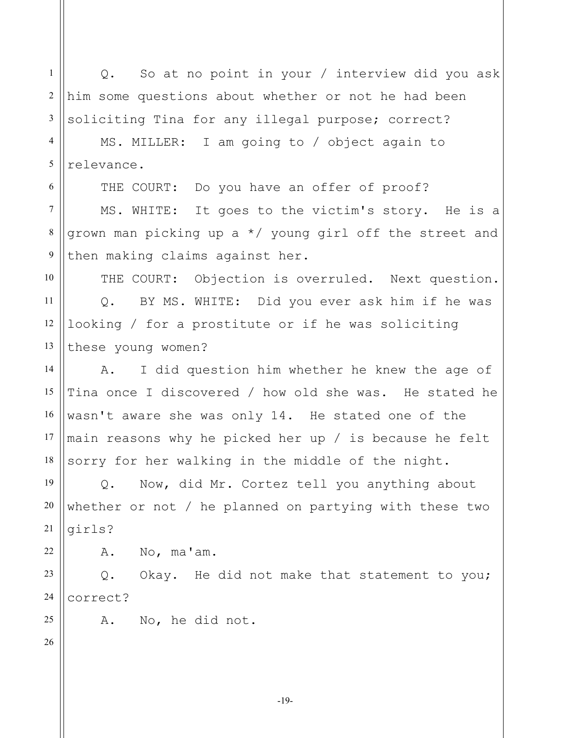Q. So at no point in your / interview did you ask him some questions about whether or not he had been soliciting Tina for any illegal purpose; correct?

MS. MILLER: I am going to / object again to relevance.

THE COURT: Do you have an offer of proof?

MS. WHITE: It goes to the victim's story. He is a grown man picking up a */ young girl off the street and then making claims against her.

THE COURT: Objection is overruled. Next question.

Q. BY MS. WHITE: Did you ever ask him if he was looking / for a prostitute or if he was soliciting these young women?

A. I did question him whether he knew the age of Tina once I discovered / how old she was. He stated he wasn't aware she was only 14. He stated one of the main reasons why he picked her up / is because he felt sorry for her walking in the middle of the night.

Q. Now, did Mr. Cortez tell you anything about whether or not / he planned on partying with these two girls?

A. No, ma'am.

Q. Okay. He did not make that statement to you; correct?

A. No, he did not.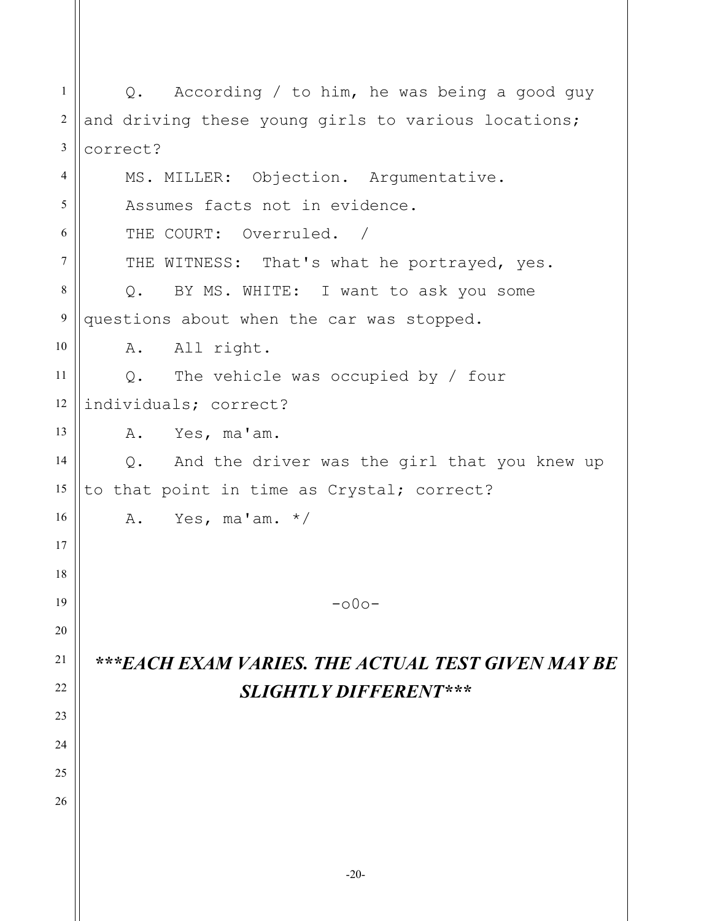Q. According / to him, he was being a good guy and driving these young girls to various locations; correct?

MS. MILLER: Objection. Argumentative. Assumes facts not in evidence.

THE COURT: Overruled. /

THE WITNESS: That's what he portrayed, yes.

Q. BY MS. WHITE: I want to ask you some questions about when the car was stopped.

A. All right.

Q. The vehicle was occupied by / four individuals; correct?

A. Yes, ma'am.

Q. And the driver was the girl that you knew up to that point in time as Crystal; correct?

A. Yes, ma'am. */

-o0o-

***EACH EXAM VARIES. THE ACTUAL TEST GIVEN MAY BE SLIGHTLY DIFFERENT***